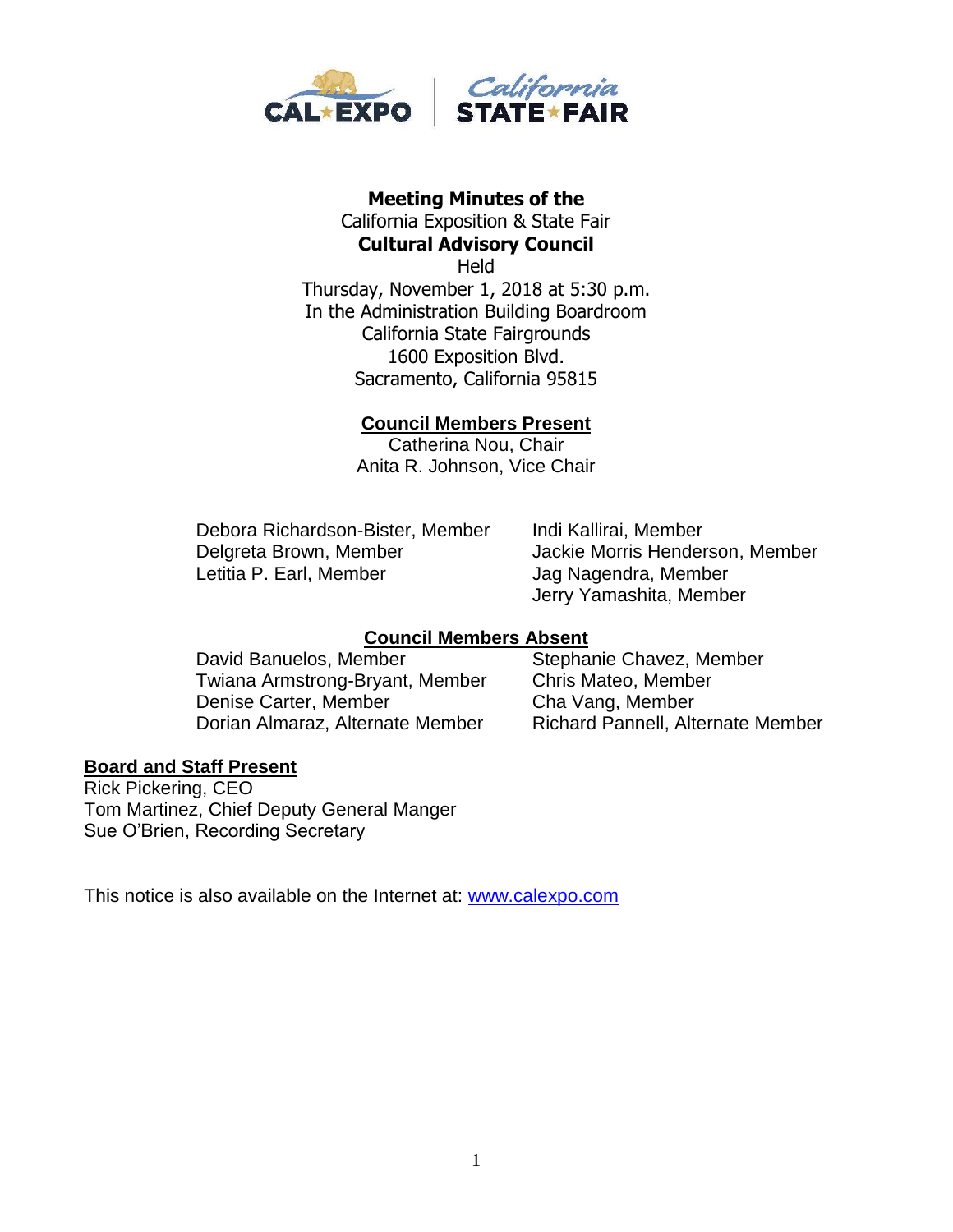**Meeting Minutes of the**
California Exposition & State Fair
**Cultural Advisory Council**
Held
Thursday, November 1, 2018 at 5:30 p.m.
In the Administration Building Boardroom
California State Fairgrounds
1600 Exposition Blvd.
Sacramento, California 95815

## Council Members Present

Catherina Nou, Chair
Anita R. Johnson, Vice Chair

Debora Richardson-Bister, Member
Delgreta Brown, Member
Letitia P. Earl, Member
Indi Kallirai, Member
Jackie Morris Henderson, Member
Jag Nagendra, Member
Jerry Yamashita, Member

## Council Members Absent

David Banuelos, Member
Twiana Armstrong-Bryant, Member
Denise Carter, Member
Dorian Almaraz, Alternate Member
Stephanie Chavez, Member
Chris Mateo, Member
Cha Vang, Member
Richard Pannell, Alternate Member

## Board and Staff Present

Rick Pickering, CEO
Tom Martinez, Chief Deputy General Manger
Sue O'Brien, Recording Secretary

This notice is also available on the Internet at: [www.calexpo.com](http://www.calexpo.com)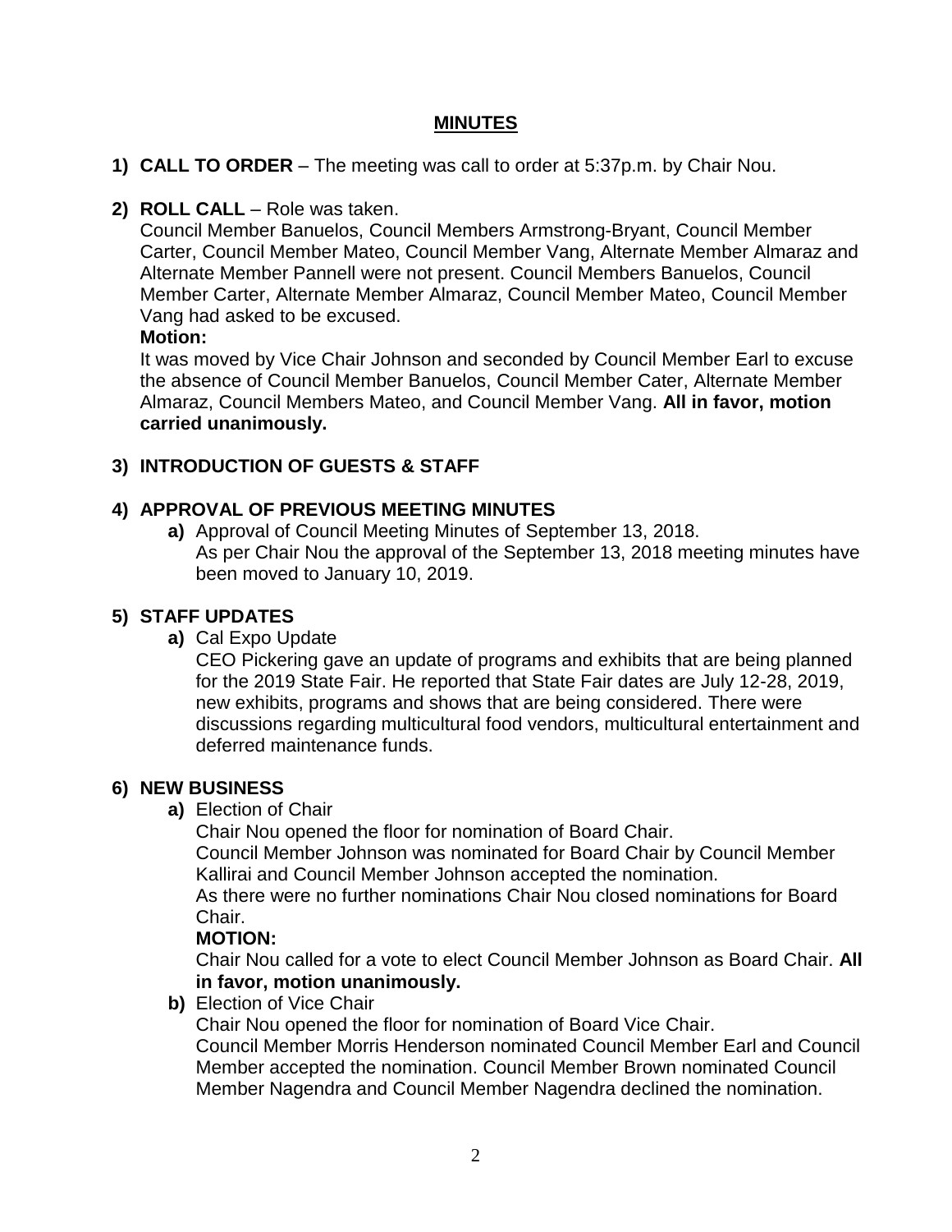## MINUTES

1) **CALL TO ORDER** – The meeting was call to order at 5:37p.m. by Chair Nou.

2) **ROLL CALL** – Role was taken.
   Council Member Banuelos, Council Members Armstrong-Bryant, Council Member Carter, Council Member Mateo, Council Member Vang, Alternate Member Almaraz and Alternate Member Pannell were not present. Council Members Banuelos, Council Member Carter, Alternate Member Almaraz, Council Member Mateo, Council Member Vang had asked to be excused.
   **Motion:**
   It was moved by Vice Chair Johnson and seconded by Council Member Earl to excuse the absence of Council Member Banuelos, Council Member Cater, Alternate Member Almaraz, Council Members Mateo, and Council Member Vang. **All in favor, motion carried unanimously.**

3) **INTRODUCTION OF GUESTS & STAFF**

4) **APPROVAL OF PREVIOUS MEETING MINUTES**
   a) Approval of Council Meeting Minutes of September 13, 2018.
      As per Chair Nou the approval of the September 13, 2018 meeting minutes have been moved to January 10, 2019.

5) **STAFF UPDATES**
   a) Cal Expo Update
      CEO Pickering gave an update of programs and exhibits that are being planned for the 2019 State Fair. He reported that State Fair dates are July 12-28, 2019, new exhibits, programs and shows that are being considered. There were discussions regarding multicultural food vendors, multicultural entertainment and deferred maintenance funds.

6) **NEW BUSINESS**
   a) Election of Chair
      Chair Nou opened the floor for nomination of Board Chair.
      Council Member Johnson was nominated for Board Chair by Council Member Kallirai and Council Member Johnson accepted the nomination.
      As there were no further nominations Chair Nou closed nominations for Board Chair.
      **MOTION:**
      Chair Nou called for a vote to elect Council Member Johnson as Board Chair. **All in favor, motion unanimously.**
   b) Election of Vice Chair
      Chair Nou opened the floor for nomination of Board Vice Chair.
      Council Member Morris Henderson nominated Council Member Earl and Council Member accepted the nomination. Council Member Brown nominated Council Member Nagendra and Council Member Nagendra declined the nomination.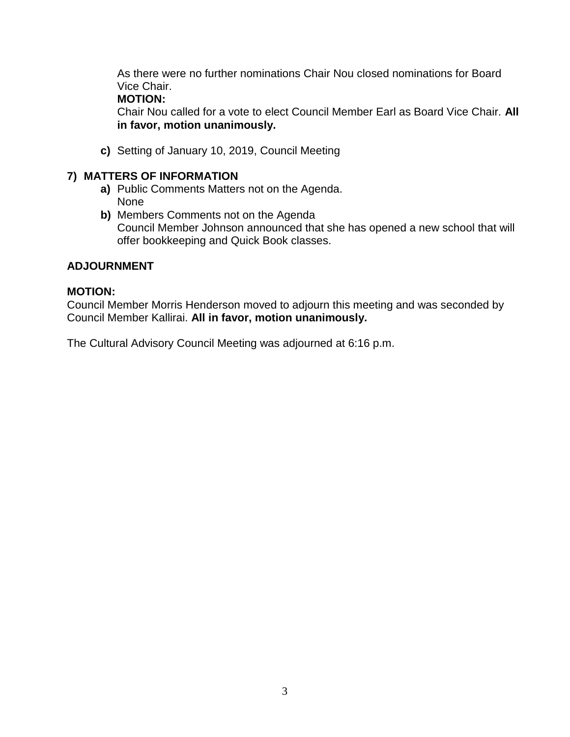As there were no further nominations Chair Nou closed nominations for Board Vice Chair.

**MOTION:**

Chair Nou called for a vote to elect Council Member Earl as Board Vice Chair. **All in favor, motion unanimously.**

**c)** Setting of January 10, 2019, Council Meeting

**7) MATTERS OF INFORMATION**

**a)** Public Comments Matters not on the Agenda.
None

**b)** Members Comments not on the Agenda
Council Member Johnson announced that she has opened a new school that will offer bookkeeping and Quick Book classes.

**ADJOURNMENT**

**MOTION:**

Council Member Morris Henderson moved to adjourn this meeting and was seconded by Council Member Kallirai. **All in favor, motion unanimously.**

The Cultural Advisory Council Meeting was adjourned at 6:16 p.m.